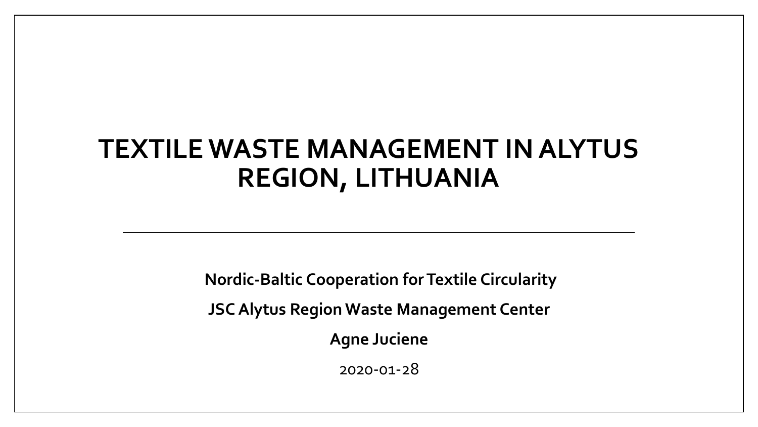# TEXTILE WASTE MANAGEMENT IN ALYTUS REGION, LITHUANIA

---

**Nordic-Baltic Cooperation for Textile Circularity**

**JSC Alytus Region Waste Management Center**

**Agne Juciene**

2020-01-28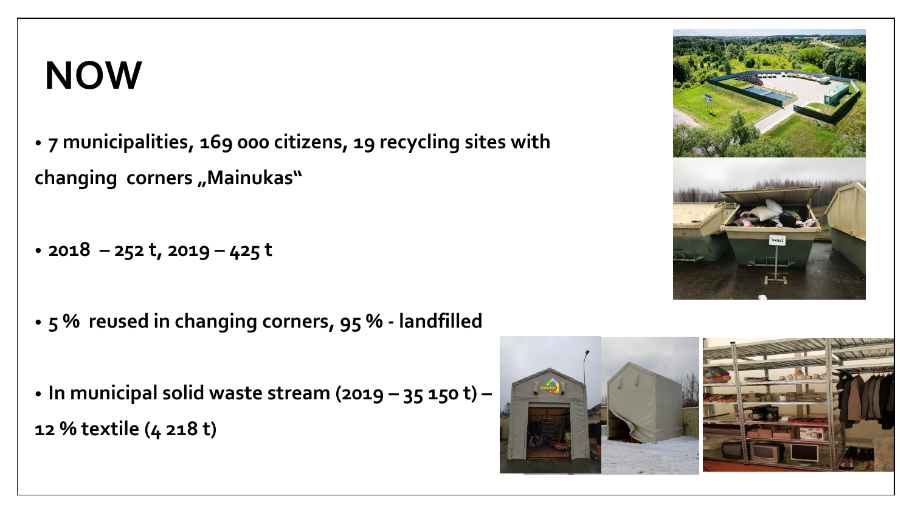# NOW

- **7 municipalities, 169 000 citizens, 19 recycling sites with changing corners „Mainukas"**
- **2018 – 252 t, 2019 – 425 t**
- **5 % reused in changing corners, 95 % - landfilled**
- **In municipal solid waste stream (2019 – 35 150 t) – 12 % textile (4 218 t)**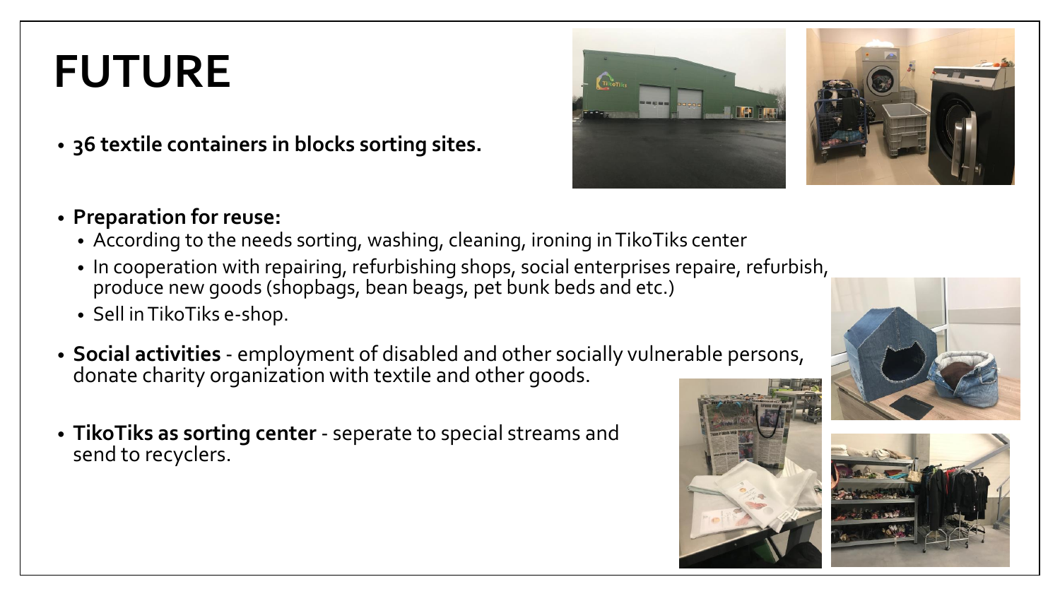# FUTURE

- **36 textile containers in blocks sorting sites.**

- **Preparation for reuse:**
  - According to the needs sorting, washing, cleaning, ironing in TikoTiks center
  - In cooperation with repairing, refurbishing shops, social enterprises repaire, refurbish, produce new goods (shopbags, bean beags, pet bunk beds and etc.)
  - Sell in TikoTiks e-shop.

- **Social activities** - employment of disabled and other socially vulnerable persons, donate charity organization with textile and other goods.

- **TikoTiks as sorting center** - seperate to special streams and send to recyclers.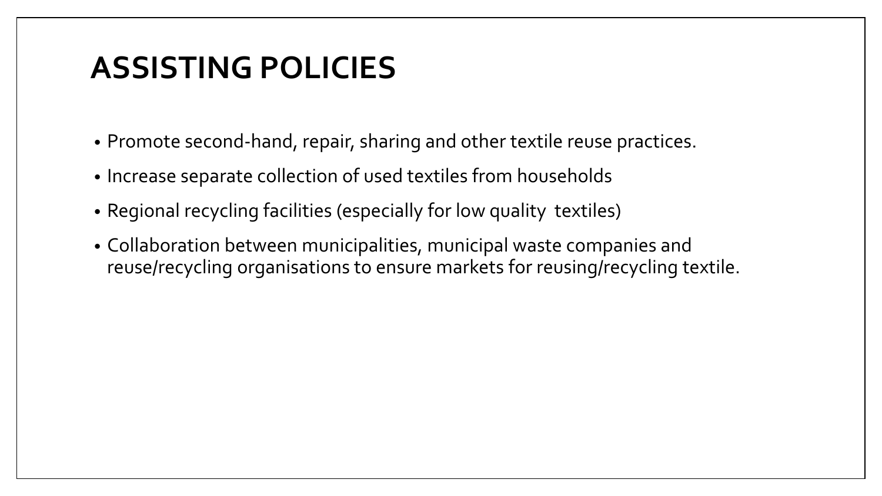# ASSISTING POLICIES

- Promote second-hand, repair, sharing and other textile reuse practices.
- Increase separate collection of used textiles from households
- Regional recycling facilities (especially for low quality textiles)
- Collaboration between municipalities, municipal waste companies and reuse/recycling organisations to ensure markets for reusing/recycling textile.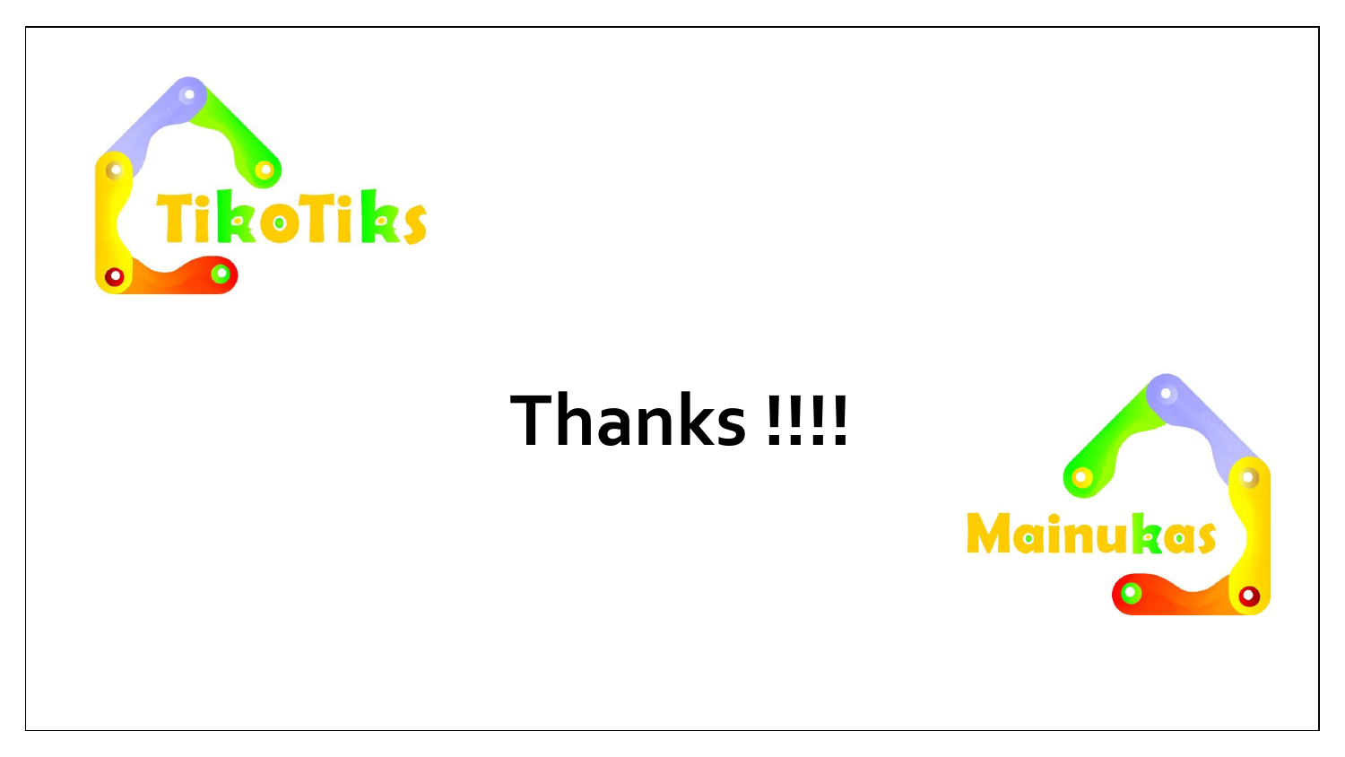TikoTiks

# Thanks !!!!

Mainukas